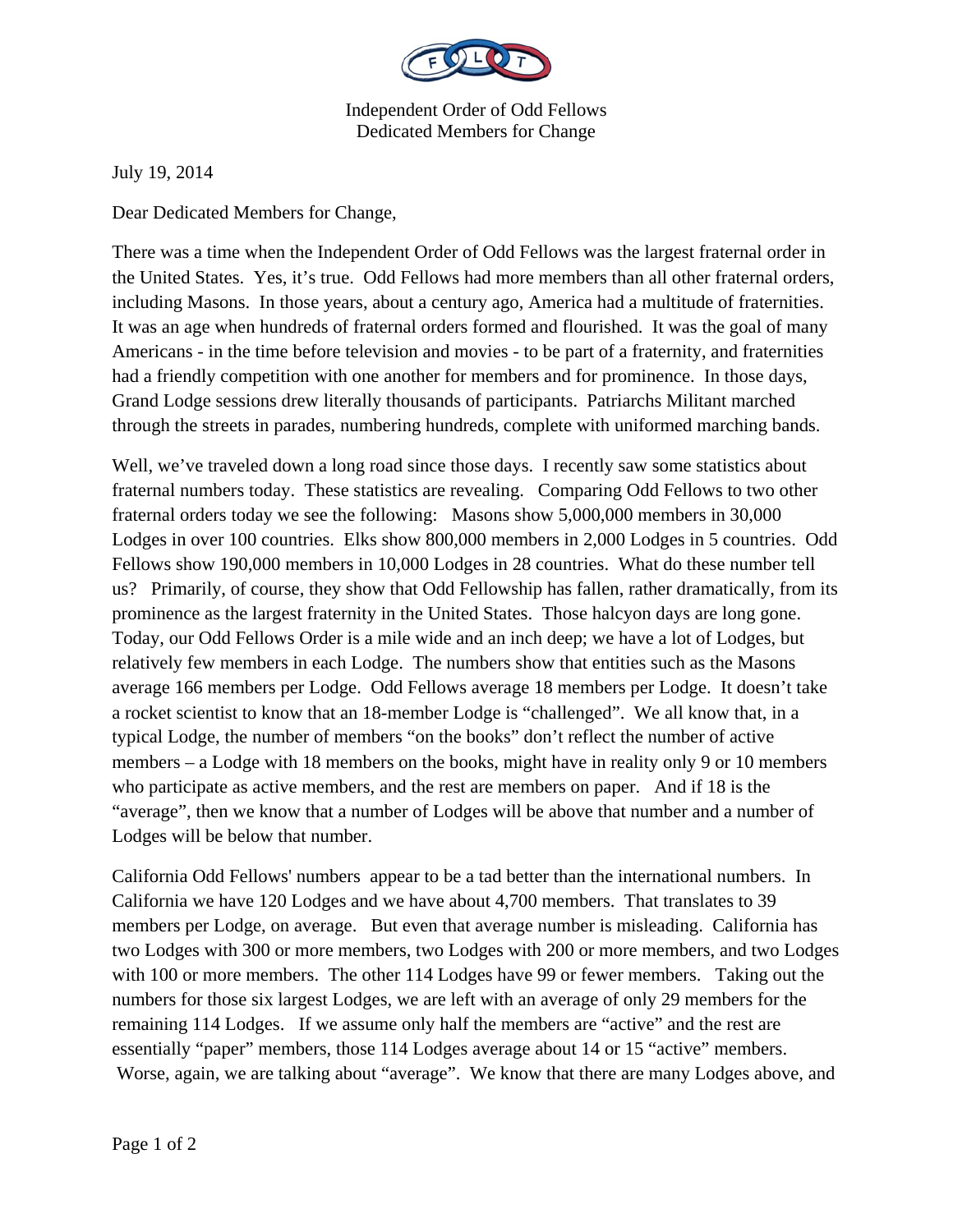Independent Order of Odd Fellows
Dedicated Members for Change

July 19, 2014

Dear Dedicated Members for Change,

There was a time when the Independent Order of Odd Fellows was the largest fraternal order in the United States. Yes, it's true. Odd Fellows had more members than all other fraternal orders, including Masons. In those years, about a century ago, America had a multitude of fraternities. It was an age when hundreds of fraternal orders formed and flourished. It was the goal of many Americans - in the time before television and movies - to be part of a fraternity, and fraternities had a friendly competition with one another for members and for prominence. In those days, Grand Lodge sessions drew literally thousands of participants. Patriarchs Militant marched through the streets in parades, numbering hundreds, complete with uniformed marching bands.

Well, we've traveled down a long road since those days. I recently saw some statistics about fraternal numbers today. These statistics are revealing. Comparing Odd Fellows to two other fraternal orders today we see the following: Masons show 5,000,000 members in 30,000 Lodges in over 100 countries. Elks show 800,000 members in 2,000 Lodges in 5 countries. Odd Fellows show 190,000 members in 10,000 Lodges in 28 countries. What do these number tell us? Primarily, of course, they show that Odd Fellowship has fallen, rather dramatically, from its prominence as the largest fraternity in the United States. Those halcyon days are long gone. Today, our Odd Fellows Order is a mile wide and an inch deep; we have a lot of Lodges, but relatively few members in each Lodge. The numbers show that entities such as the Masons average 166 members per Lodge. Odd Fellows average 18 members per Lodge. It doesn't take a rocket scientist to know that an 18-member Lodge is "challenged". We all know that, in a typical Lodge, the number of members "on the books" don't reflect the number of active members – a Lodge with 18 members on the books, might have in reality only 9 or 10 members who participate as active members, and the rest are members on paper. And if 18 is the "average", then we know that a number of Lodges will be above that number and a number of Lodges will be below that number.

California Odd Fellows' numbers appear to be a tad better than the international numbers. In California we have 120 Lodges and we have about 4,700 members. That translates to 39 members per Lodge, on average. But even that average number is misleading. California has two Lodges with 300 or more members, two Lodges with 200 or more members, and two Lodges with 100 or more members. The other 114 Lodges have 99 or fewer members. Taking out the numbers for those six largest Lodges, we are left with an average of only 29 members for the remaining 114 Lodges. If we assume only half the members are "active" and the rest are essentially "paper" members, those 114 Lodges average about 14 or 15 "active" members. Worse, again, we are talking about "average". We know that there are many Lodges above, and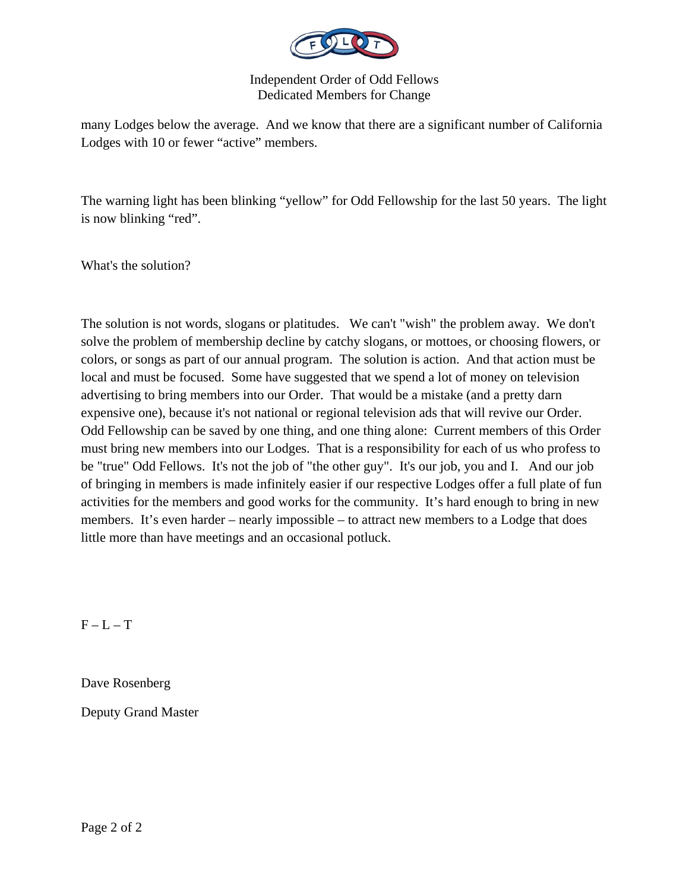many Lodges below the average. And we know that there are a significant number of California Lodges with 10 or fewer “active” members.

The warning light has been blinking “yellow” for Odd Fellowship for the last 50 years. The light is now blinking “red”.

What's the solution?

The solution is not words, slogans or platitudes. We can't "wish" the problem away. We don't solve the problem of membership decline by catchy slogans, or mottoes, or choosing flowers, or colors, or songs as part of our annual program. The solution is action. And that action must be local and must be focused. Some have suggested that we spend a lot of money on television advertising to bring members into our Order. That would be a mistake (and a pretty darn expensive one), because it's not national or regional television ads that will revive our Order. Odd Fellowship can be saved by one thing, and one thing alone: Current members of this Order must bring new members into our Lodges. That is a responsibility for each of us who profess to be "true" Odd Fellows. It's not the job of "the other guy". It's our job, you and I. And our job of bringing in members is made infinitely easier if our respective Lodges offer a full plate of fun activities for the members and good works for the community. It’s hard enough to bring in new members. It’s even harder – nearly impossible – to attract new members to a Lodge that does little more than have meetings and an occasional potluck.

F – L – T

Dave Rosenberg

Deputy Grand Master